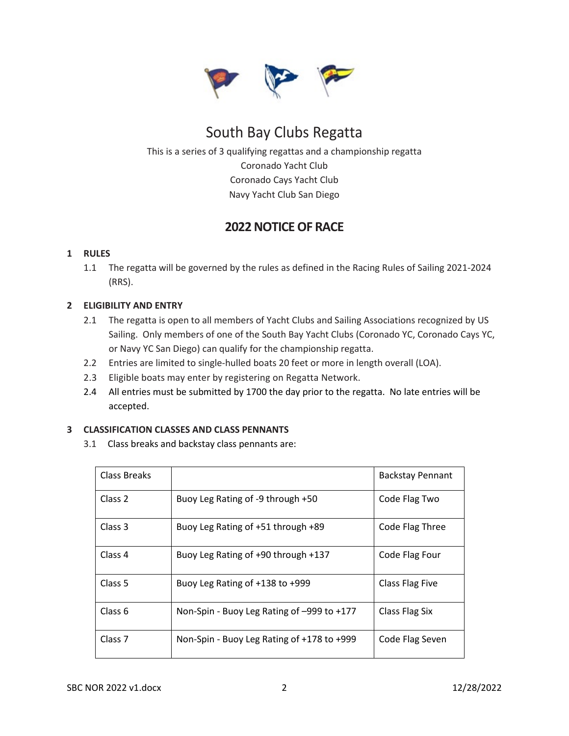# South Bay Clubs Regatta

This is a series of 3 qualifying regattas and a championship regatta
Coronado Yacht Club
Coronado Cays Yacht Club
Navy Yacht Club San Diego

## 2022 NOTICE OF RACE

### 1 RULES

1.1 The regatta will be governed by the rules as defined in the Racing Rules of Sailing 2021-2024 (RRS).

### 2 ELIGIBILITY AND ENTRY

2.1 The regatta is open to all members of Yacht Clubs and Sailing Associations recognized by US Sailing. Only members of one of the South Bay Yacht Clubs (Coronado YC, Coronado Cays YC, or Navy YC San Diego) can qualify for the championship regatta.

2.2 Entries are limited to single-hulled boats 20 feet or more in length overall (LOA).

2.3 Eligible boats may enter by registering on Regatta Network.

2.4 All entries must be submitted by 1700 the day prior to the regatta. No late entries will be accepted.

### 3 CLASSIFICATION CLASSES AND CLASS PENNANTS

3.1 Class breaks and backstay class pennants are:

| Class Breaks | | Backstay Pennant |
|---|---|---|
| Class 2 | Buoy Leg Rating of -9 through +50 | Code Flag Two |
| Class 3 | Buoy Leg Rating of +51 through +89 | Code Flag Three |
| Class 4 | Buoy Leg Rating of +90 through +137 | Code Flag Four |
| Class 5 | Buoy Leg Rating of +138 to +999 | Class Flag Five |
| Class 6 | Non-Spin - Buoy Leg Rating of –999 to +177 | Class Flag Six |
| Class 7 | Non-Spin - Buoy Leg Rating of +178 to +999 | Code Flag Seven |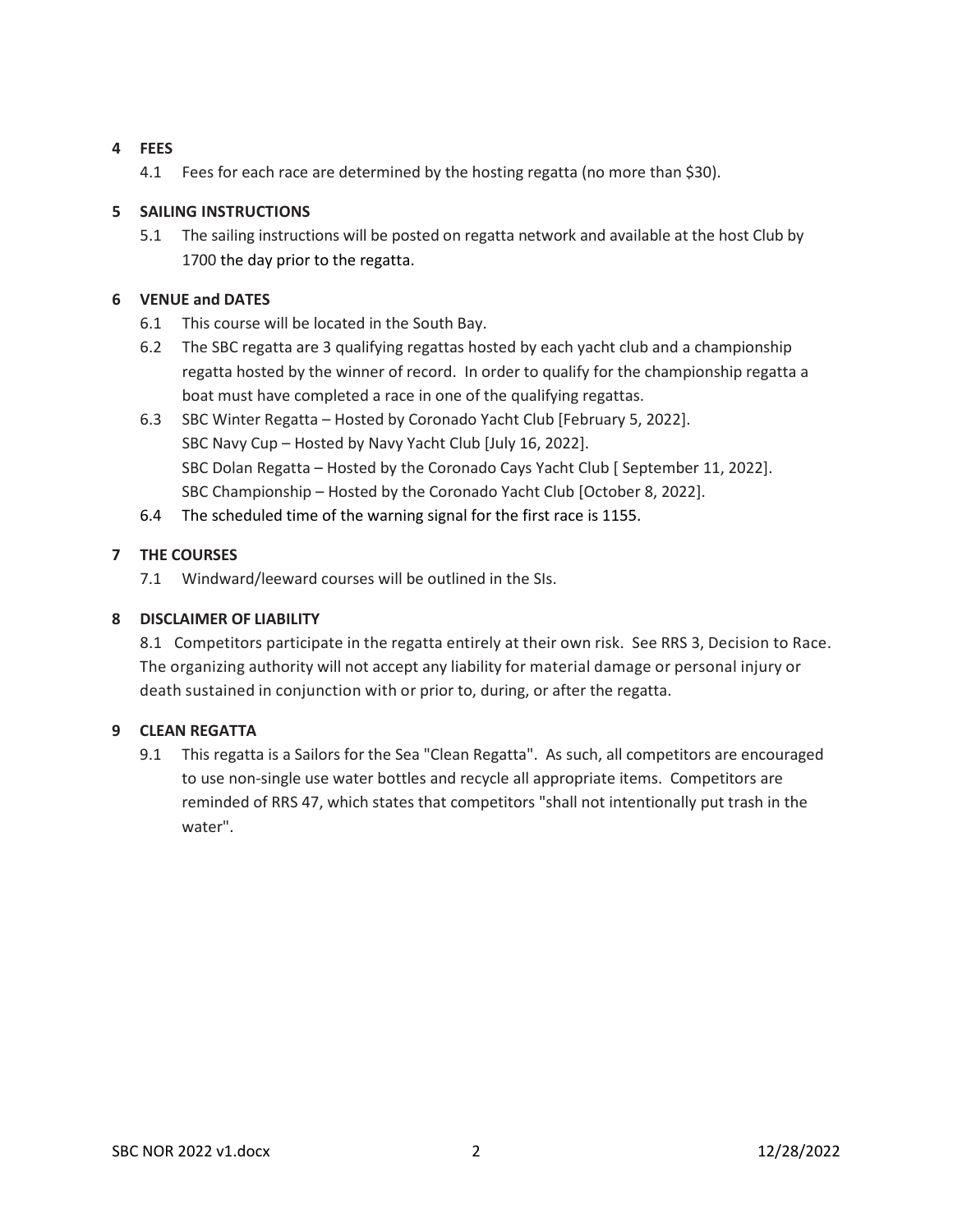## 4 FEES

4.1 Fees for each race are determined by the hosting regatta (no more than $30).

## 5 SAILING INSTRUCTIONS

5.1 The sailing instructions will be posted on regatta network and available at the host Club by 1700 the day prior to the regatta.

## 6 VENUE and DATES

6.1 This course will be located in the South Bay.

6.2 The SBC regatta are 3 qualifying regattas hosted by each yacht club and a championship regatta hosted by the winner of record. In order to qualify for the championship regatta a boat must have completed a race in one of the qualifying regattas.

6.3 SBC Winter Regatta – Hosted by Coronado Yacht Club [February 5, 2022].
SBC Navy Cup – Hosted by Navy Yacht Club [July 16, 2022].
SBC Dolan Regatta – Hosted by the Coronado Cays Yacht Club [ September 11, 2022].
SBC Championship – Hosted by the Coronado Yacht Club [October 8, 2022].

6.4 The scheduled time of the warning signal for the first race is 1155.

## 7 THE COURSES

7.1 Windward/leeward courses will be outlined in the SIs.

## 8 DISCLAIMER OF LIABILITY

8.1 Competitors participate in the regatta entirely at their own risk. See RRS 3, Decision to Race. The organizing authority will not accept any liability for material damage or personal injury or death sustained in conjunction with or prior to, during, or after the regatta.

## 9 CLEAN REGATTA

9.1 This regatta is a Sailors for the Sea "Clean Regatta". As such, all competitors are encouraged to use non-single use water bottles and recycle all appropriate items. Competitors are reminded of RRS 47, which states that competitors "shall not intentionally put trash in the water".